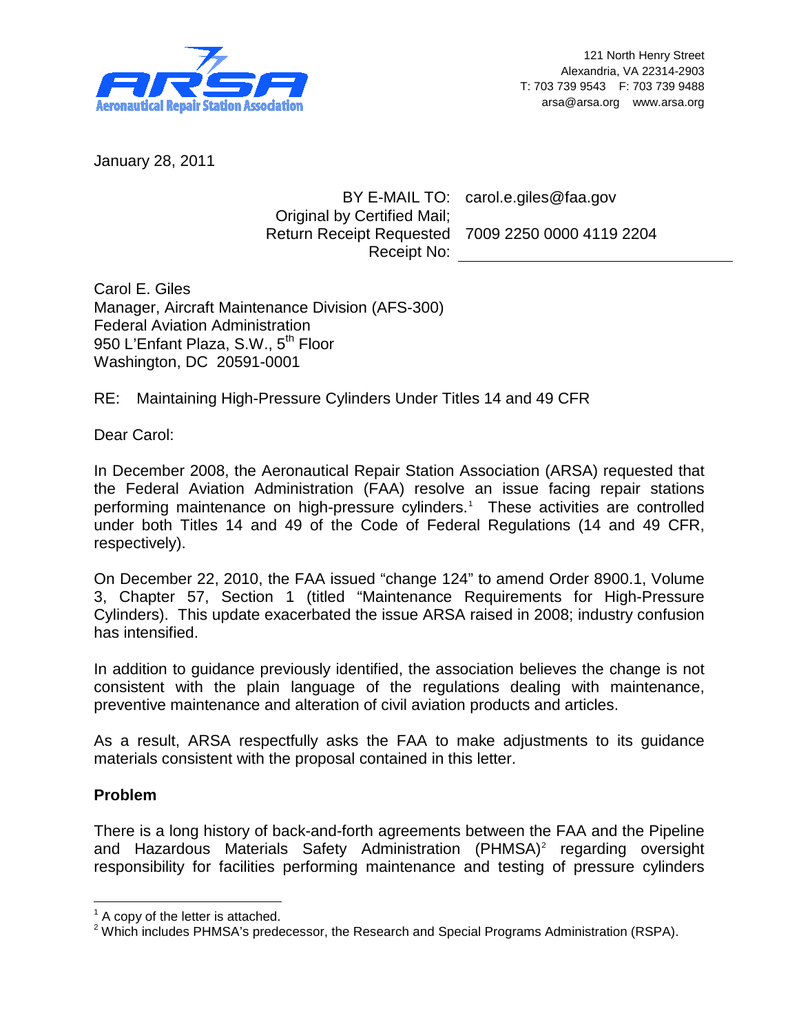**ARSA**
Aeronautical Repair Station Association

121 North Henry Street
Alexandria, VA 22314-2903
T: 703 739 9543 F: 703 739 9488
arsa@arsa.org www.arsa.org

January 28, 2011

BY E-MAIL TO: carol.e.giles@faa.gov
Original by Certified Mail;
Return Receipt Requested 7009 2250 0000 4119 2204
Receipt No: \_\_\_\_\_\_\_\_\_\_\_\_\_\_\_\_\_\_\_\_

Carol E. Giles
Manager, Aircraft Maintenance Division (AFS-300)
Federal Aviation Administration
950 L'Enfant Plaza, S.W., 5th Floor
Washington, DC 20591-0001

RE: Maintaining High-Pressure Cylinders Under Titles 14 and 49 CFR

Dear Carol:

In December 2008, the Aeronautical Repair Station Association (ARSA) requested that the Federal Aviation Administration (FAA) resolve an issue facing repair stations performing maintenance on high-pressure cylinders.[1] These activities are controlled under both Titles 14 and 49 of the Code of Federal Regulations (14 and 49 CFR, respectively).

On December 22, 2010, the FAA issued "change 124" to amend Order 8900.1, Volume 3, Chapter 57, Section 1 (titled "Maintenance Requirements for High-Pressure Cylinders). This update exacerbated the issue ARSA raised in 2008; industry confusion has intensified.

In addition to guidance previously identified, the association believes the change is not consistent with the plain language of the regulations dealing with maintenance, preventive maintenance and alteration of civil aviation products and articles.

As a result, ARSA respectfully asks the FAA to make adjustments to its guidance materials consistent with the proposal contained in this letter.

## Problem

There is a long history of back-and-forth agreements between the FAA and the Pipeline and Hazardous Materials Safety Administration (PHMSA)[2] regarding oversight responsibility for facilities performing maintenance and testing of pressure cylinders

---

[1] A copy of the letter is attached.

[2] Which includes PHMSA's predecessor, the Research and Special Programs Administration (RSPA).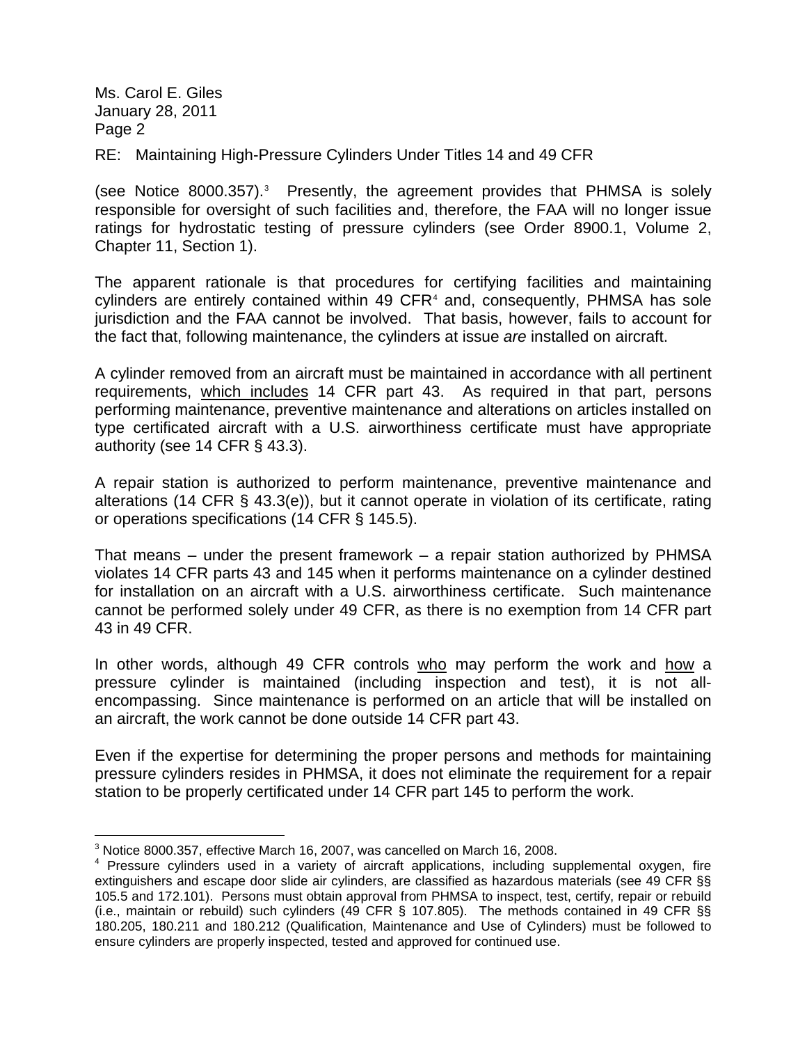RE: Maintaining High-Pressure Cylinders Under Titles 14 and 49 CFR

(see Notice 8000.357).[3] Presently, the agreement provides that PHMSA is solely responsible for oversight of such facilities and, therefore, the FAA will no longer issue ratings for hydrostatic testing of pressure cylinders (see Order 8900.1, Volume 2, Chapter 11, Section 1).

The apparent rationale is that procedures for certifying facilities and maintaining cylinders are entirely contained within 49 CFR[4] and, consequently, PHMSA has sole jurisdiction and the FAA cannot be involved. That basis, however, fails to account for the fact that, following maintenance, the cylinders at issue *are* installed on aircraft.

A cylinder removed from an aircraft must be maintained in accordance with all pertinent requirements, which includes 14 CFR part 43. As required in that part, persons performing maintenance, preventive maintenance and alterations on articles installed on type certificated aircraft with a U.S. airworthiness certificate must have appropriate authority (see 14 CFR § 43.3).

A repair station is authorized to perform maintenance, preventive maintenance and alterations (14 CFR § 43.3(e)), but it cannot operate in violation of its certificate, rating or operations specifications (14 CFR § 145.5).

That means – under the present framework – a repair station authorized by PHMSA violates 14 CFR parts 43 and 145 when it performs maintenance on a cylinder destined for installation on an aircraft with a U.S. airworthiness certificate. Such maintenance cannot be performed solely under 49 CFR, as there is no exemption from 14 CFR part 43 in 49 CFR.

In other words, although 49 CFR controls who may perform the work and how a pressure cylinder is maintained (including inspection and test), it is not all-encompassing. Since maintenance is performed on an article that will be installed on an aircraft, the work cannot be done outside 14 CFR part 43.

Even if the expertise for determining the proper persons and methods for maintaining pressure cylinders resides in PHMSA, it does not eliminate the requirement for a repair station to be properly certificated under 14 CFR part 145 to perform the work.

---

[3] Notice 8000.357, effective March 16, 2007, was cancelled on March 16, 2008.

[4] Pressure cylinders used in a variety of aircraft applications, including supplemental oxygen, fire extinguishers and escape door slide air cylinders, are classified as hazardous materials (see 49 CFR §§ 105.5 and 172.101). Persons must obtain approval from PHMSA to inspect, test, certify, repair or rebuild (i.e., maintain or rebuild) such cylinders (49 CFR § 107.805). The methods contained in 49 CFR §§ 180.205, 180.211 and 180.212 (Qualification, Maintenance and Use of Cylinders) must be followed to ensure cylinders are properly inspected, tested and approved for continued use.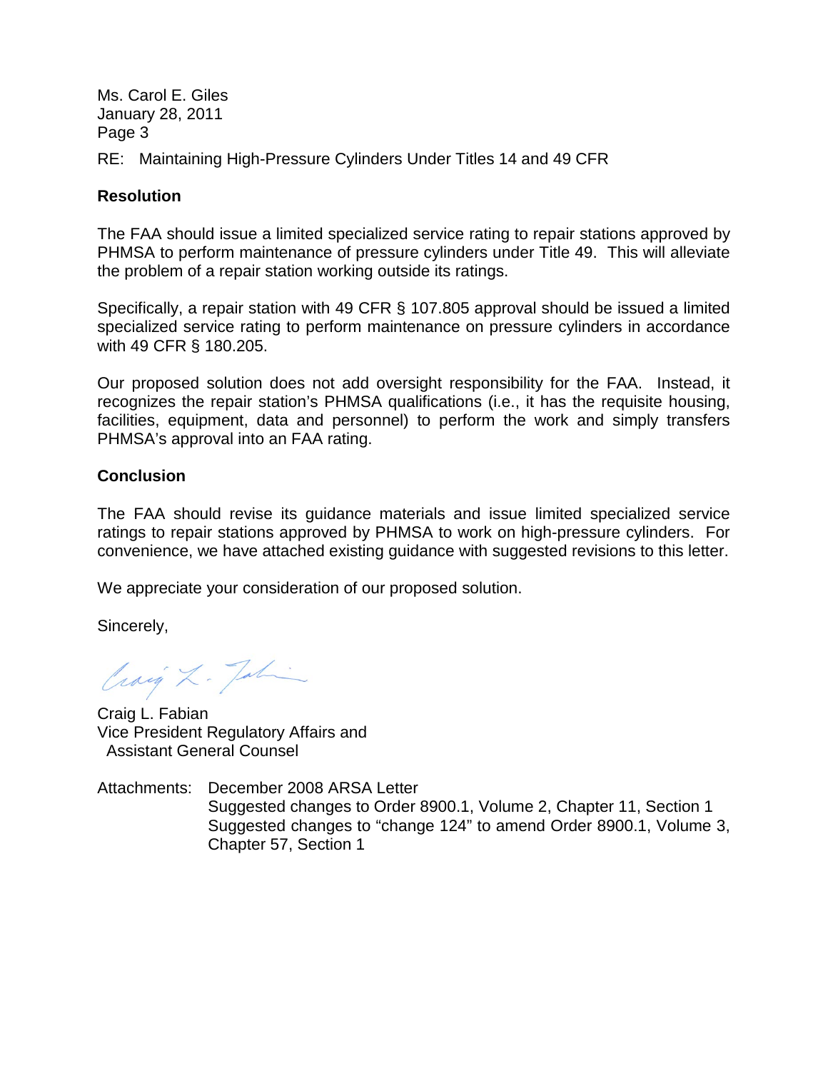## Resolution

The FAA should issue a limited specialized service rating to repair stations approved by PHMSA to perform maintenance of pressure cylinders under Title 49. This will alleviate the problem of a repair station working outside its ratings.

Specifically, a repair station with 49 CFR § 107.805 approval should be issued a limited specialized service rating to perform maintenance on pressure cylinders in accordance with 49 CFR § 180.205.

Our proposed solution does not add oversight responsibility for the FAA. Instead, it recognizes the repair station's PHMSA qualifications (i.e., it has the requisite housing, facilities, equipment, data and personnel) to perform the work and simply transfers PHMSA's approval into an FAA rating.

## Conclusion

The FAA should revise its guidance materials and issue limited specialized service ratings to repair stations approved by PHMSA to work on high-pressure cylinders. For convenience, we have attached existing guidance with suggested revisions to this letter.

We appreciate your consideration of our proposed solution.

Sincerely,

Craig L. Fabian
Vice President Regulatory Affairs and
Assistant General Counsel

Attachments: December 2008 ARSA Letter
Suggested changes to Order 8900.1, Volume 2, Chapter 11, Section 1
Suggested changes to "change 124" to amend Order 8900.1, Volume 3, Chapter 57, Section 1